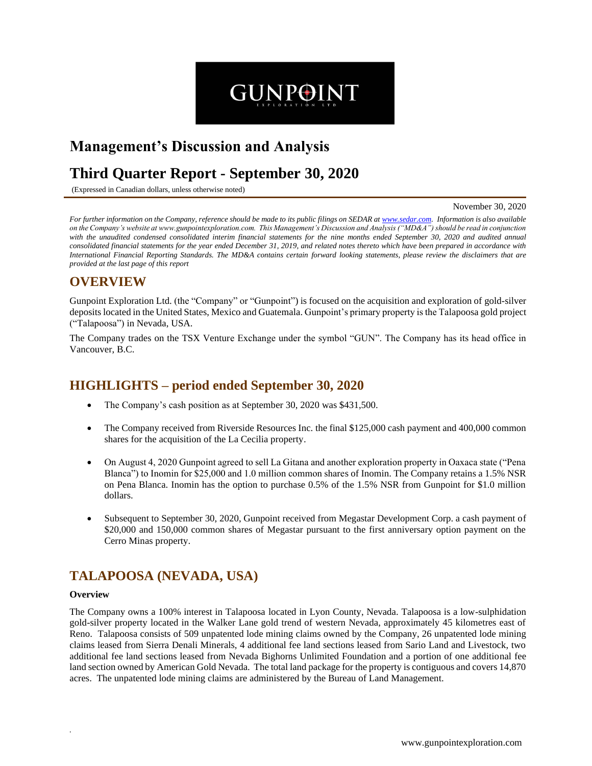# Management's Discussion and Analysis

# Third Quarter Report - September 30, 2020

(Expressed in Canadian dollars, unless otherwise noted)

November 30, 2020

*For further information on the Company, reference should be made to its public filings on SEDAR at www.sedar.com. Information is also available on the Company's website at www.gunpointexploration.com. This Management's Discussion and Analysis ("MD&A") should be read in conjunction with the unaudited condensed consolidated interim financial statements for the nine months ended September 30, 2020 and audited annual consolidated financial statements for the year ended December 31, 2019, and related notes thereto which have been prepared in accordance with International Financial Reporting Standards. The MD&A contains certain forward looking statements, please review the disclaimers that are provided at the last page of this report*

## OVERVIEW

Gunpoint Exploration Ltd. (the "Company" or "Gunpoint") is focused on the acquisition and exploration of gold-silver deposits located in the United States, Mexico and Guatemala. Gunpoint's primary property is the Talapoosa gold project ("Talapoosa") in Nevada, USA.

The Company trades on the TSX Venture Exchange under the symbol "GUN". The Company has its head office in Vancouver, B.C.

## HIGHLIGHTS – period ended September 30, 2020

- The Company's cash position as at September 30, 2020 was $431,500.
- The Company received from Riverside Resources Inc. the final $125,000 cash payment and 400,000 common shares for the acquisition of the La Cecilia property.
- On August 4, 2020 Gunpoint agreed to sell La Gitana and another exploration property in Oaxaca state ("Pena Blanca") to Inomin for $25,000 and 1.0 million common shares of Inomin. The Company retains a 1.5% NSR on Pena Blanca. Inomin has the option to purchase 0.5% of the 1.5% NSR from Gunpoint for $1.0 million dollars.
- Subsequent to September 30, 2020, Gunpoint received from Megastar Development Corp. a cash payment of $20,000 and 150,000 common shares of Megastar pursuant to the first anniversary option payment on the Cerro Minas property.

## TALAPOOSA (NEVADA, USA)

**Overview**

The Company owns a 100% interest in Talapoosa located in Lyon County, Nevada. Talapoosa is a low-sulphidation gold-silver property located in the Walker Lane gold trend of western Nevada, approximately 45 kilometres east of Reno. Talapoosa consists of 509 unpatented lode mining claims owned by the Company, 26 unpatented lode mining claims leased from Sierra Denali Minerals, 4 additional fee land sections leased from Sario Land and Livestock, two additional fee land sections leased from Nevada Bighorns Unlimited Foundation and a portion of one additional fee land section owned by American Gold Nevada. The total land package for the property is contiguous and covers 14,870 acres. The unpatented lode mining claims are administered by the Bureau of Land Management.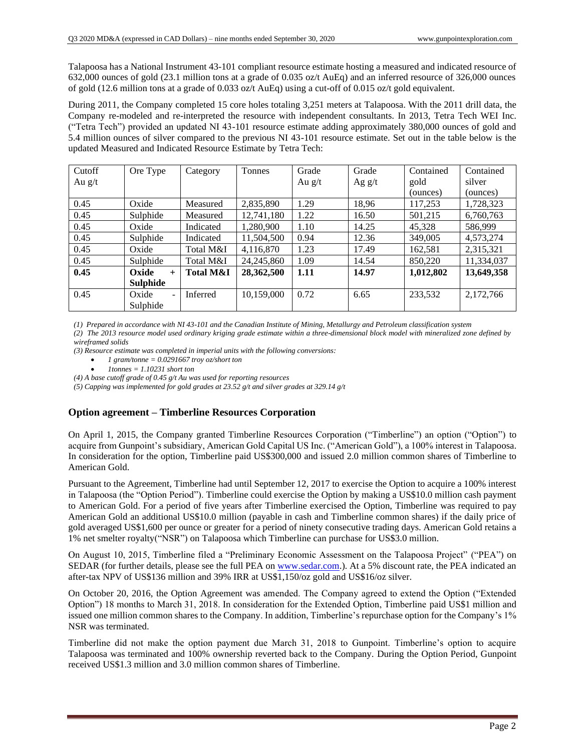Talapoosa has a National Instrument 43-101 compliant resource estimate hosting a measured and indicated resource of 632,000 ounces of gold (23.1 million tons at a grade of 0.035 oz/t AuEq) and an inferred resource of 326,000 ounces of gold (12.6 million tons at a grade of 0.033 oz/t AuEq) using a cut-off of 0.015 oz/t gold equivalent.

During 2011, the Company completed 15 core holes totaling 3,251 meters at Talapoosa. With the 2011 drill data, the Company re-modeled and re-interpreted the resource with independent consultants. In 2013, Tetra Tech WEI Inc. ("Tetra Tech") provided an updated NI 43-101 resource estimate adding approximately 380,000 ounces of gold and 5.4 million ounces of silver compared to the previous NI 43-101 resource estimate. Set out in the table below is the updated Measured and Indicated Resource Estimate by Tetra Tech:

| Cutoff Au g/t | Ore Type | Category | Tonnes | Grade Au g/t | Grade Ag g/t | Contained gold (ounces) | Contained silver (ounces) |
|---|---|---|---|---|---|---|---|
| 0.45 | Oxide | Measured | 2,835,890 | 1.29 | 18,96 | 117,253 | 1,728,323 |
| 0.45 | Sulphide | Measured | 12,741,180 | 1.22 | 16.50 | 501,215 | 6,760,763 |
| 0.45 | Oxide | Indicated | 1,280,900 | 1.10 | 14.25 | 45,328 | 586,999 |
| 0.45 | Sulphide | Indicated | 11,504,500 | 0.94 | 12.36 | 349,005 | 4,573,274 |
| 0.45 | Oxide | Total M&I | 4,116,870 | 1.23 | 17.49 | 162,581 | 2,315,321 |
| 0.45 | Sulphide | Total M&I | 24,245,860 | 1.09 | 14.54 | 850,220 | 11,334,037 |
| **0.45** | **Oxide + Sulphide** | **Total M&I** | **28,362,500** | **1.11** | **14.97** | **1,012,802** | **13,649,358** |
| 0.45 | Oxide - Sulphide | Inferred | 10,159,000 | 0.72 | 6.65 | 233,532 | 2,172,766 |

*(1) Prepared in accordance with NI 43-101 and the Canadian Institute of Mining, Metallurgy and Petroleum classification system*

*(2) The 2013 resource model used ordinary kriging grade estimate within a three-dimensional block model with mineralized zone defined by wireframed solids*

*(3) Resource estimate was completed in imperial units with the following conversions:*

- *1 gram/tonne = 0.0291667 troy oz/short ton*
- *1tonnes = 1.10231 short ton*

*(4) A base cutoff grade of 0.45 g/t Au was used for reporting resources*

*(5) Capping was implemented for gold grades at 23.52 g/t and silver grades at 329.14 g/t*

## Option agreement – Timberline Resources Corporation

On April 1, 2015, the Company granted Timberline Resources Corporation ("Timberline") an option ("Option") to acquire from Gunpoint's subsidiary, American Gold Capital US Inc. ("American Gold"), a 100% interest in Talapoosa. In consideration for the option, Timberline paid US$300,000 and issued 2.0 million common shares of Timberline to American Gold.

Pursuant to the Agreement, Timberline had until September 12, 2017 to exercise the Option to acquire a 100% interest in Talapoosa (the "Option Period"). Timberline could exercise the Option by making a US$10.0 million cash payment to American Gold. For a period of five years after Timberline exercised the Option, Timberline was required to pay American Gold an additional US$10.0 million (payable in cash and Timberline common shares) if the daily price of gold averaged US$1,600 per ounce or greater for a period of ninety consecutive trading days. American Gold retains a 1% net smelter royalty("NSR") on Talapoosa which Timberline can purchase for US$3.0 million.

On August 10, 2015, Timberline filed a "Preliminary Economic Assessment on the Talapoosa Project" ("PEA") on SEDAR (for further details, please see the full PEA on www.sedar.com.). At a 5% discount rate, the PEA indicated an after-tax NPV of US$136 million and 39% IRR at US$1,150/oz gold and US$16/oz silver.

On October 20, 2016, the Option Agreement was amended. The Company agreed to extend the Option ("Extended Option") 18 months to March 31, 2018. In consideration for the Extended Option, Timberline paid US$1 million and issued one million common shares to the Company. In addition, Timberline's repurchase option for the Company's 1% NSR was terminated.

Timberline did not make the option payment due March 31, 2018 to Gunpoint. Timberline's option to acquire Talapoosa was terminated and 100% ownership reverted back to the Company. During the Option Period, Gunpoint received US$1.3 million and 3.0 million common shares of Timberline.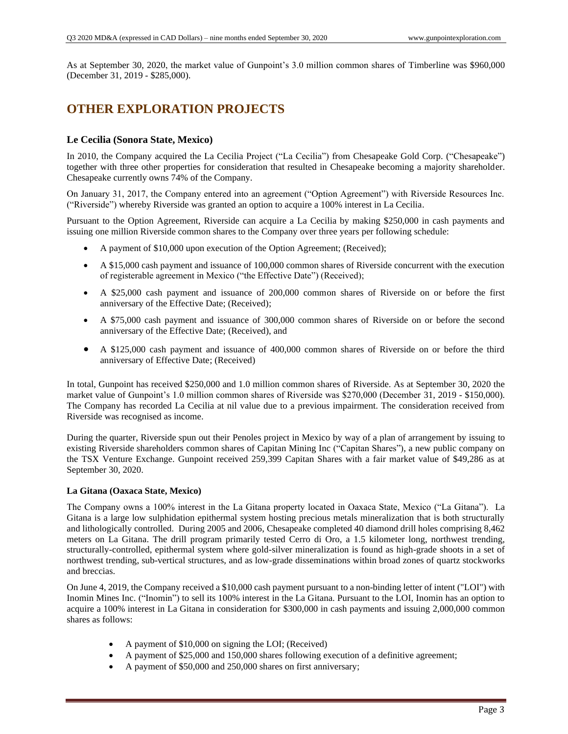As at September 30, 2020, the market value of Gunpoint's 3.0 million common shares of Timberline was $960,000 (December 31, 2019 - $285,000).

# OTHER EXPLORATION PROJECTS

### Le Cecilia (Sonora State, Mexico)

In 2010, the Company acquired the La Cecilia Project ("La Cecilia") from Chesapeake Gold Corp. ("Chesapeake") together with three other properties for consideration that resulted in Chesapeake becoming a majority shareholder. Chesapeake currently owns 74% of the Company.

On January 31, 2017, the Company entered into an agreement ("Option Agreement") with Riverside Resources Inc. ("Riverside") whereby Riverside was granted an option to acquire a 100% interest in La Cecilia.

Pursuant to the Option Agreement, Riverside can acquire a La Cecilia by making $250,000 in cash payments and issuing one million Riverside common shares to the Company over three years per following schedule:

- A payment of $10,000 upon execution of the Option Agreement; (Received);
- A $15,000 cash payment and issuance of 100,000 common shares of Riverside concurrent with the execution of registerable agreement in Mexico ("the Effective Date") (Received);
- A $25,000 cash payment and issuance of 200,000 common shares of Riverside on or before the first anniversary of the Effective Date; (Received);
- A $75,000 cash payment and issuance of 300,000 common shares of Riverside on or before the second anniversary of the Effective Date; (Received), and
- A $125,000 cash payment and issuance of 400,000 common shares of Riverside on or before the third anniversary of Effective Date; (Received)

In total, Gunpoint has received $250,000 and 1.0 million common shares of Riverside. As at September 30, 2020 the market value of Gunpoint's 1.0 million common shares of Riverside was $270,000 (December 31, 2019 - $150,000). The Company has recorded La Cecilia at nil value due to a previous impairment. The consideration received from Riverside was recognised as income.

During the quarter, Riverside spun out their Penoles project in Mexico by way of a plan of arrangement by issuing to existing Riverside shareholders common shares of Capitan Mining Inc ("Capitan Shares"), a new public company on the TSX Venture Exchange. Gunpoint received 259,399 Capitan Shares with a fair market value of $49,286 as at September 30, 2020.

#### La Gitana (Oaxaca State, Mexico)

The Company owns a 100% interest in the La Gitana property located in Oaxaca State, Mexico ("La Gitana"). La Gitana is a large low sulphidation epithermal system hosting precious metals mineralization that is both structurally and lithologically controlled. During 2005 and 2006, Chesapeake completed 40 diamond drill holes comprising 8,462 meters on La Gitana. The drill program primarily tested Cerro di Oro, a 1.5 kilometer long, northwest trending, structurally-controlled, epithermal system where gold-silver mineralization is found as high-grade shoots in a set of northwest trending, sub-vertical structures, and as low-grade disseminations within broad zones of quartz stockworks and breccias.

On June 4, 2019, the Company received a $10,000 cash payment pursuant to a non-binding letter of intent ("LOI") with Inomin Mines Inc. ("Inomin") to sell its 100% interest in the La Gitana. Pursuant to the LOI, Inomin has an option to acquire a 100% interest in La Gitana in consideration for $300,000 in cash payments and issuing 2,000,000 common shares as follows:

- A payment of $10,000 on signing the LOI; (Received)
- A payment of $25,000 and 150,000 shares following execution of a definitive agreement;
- A payment of $50,000 and 250,000 shares on first anniversary;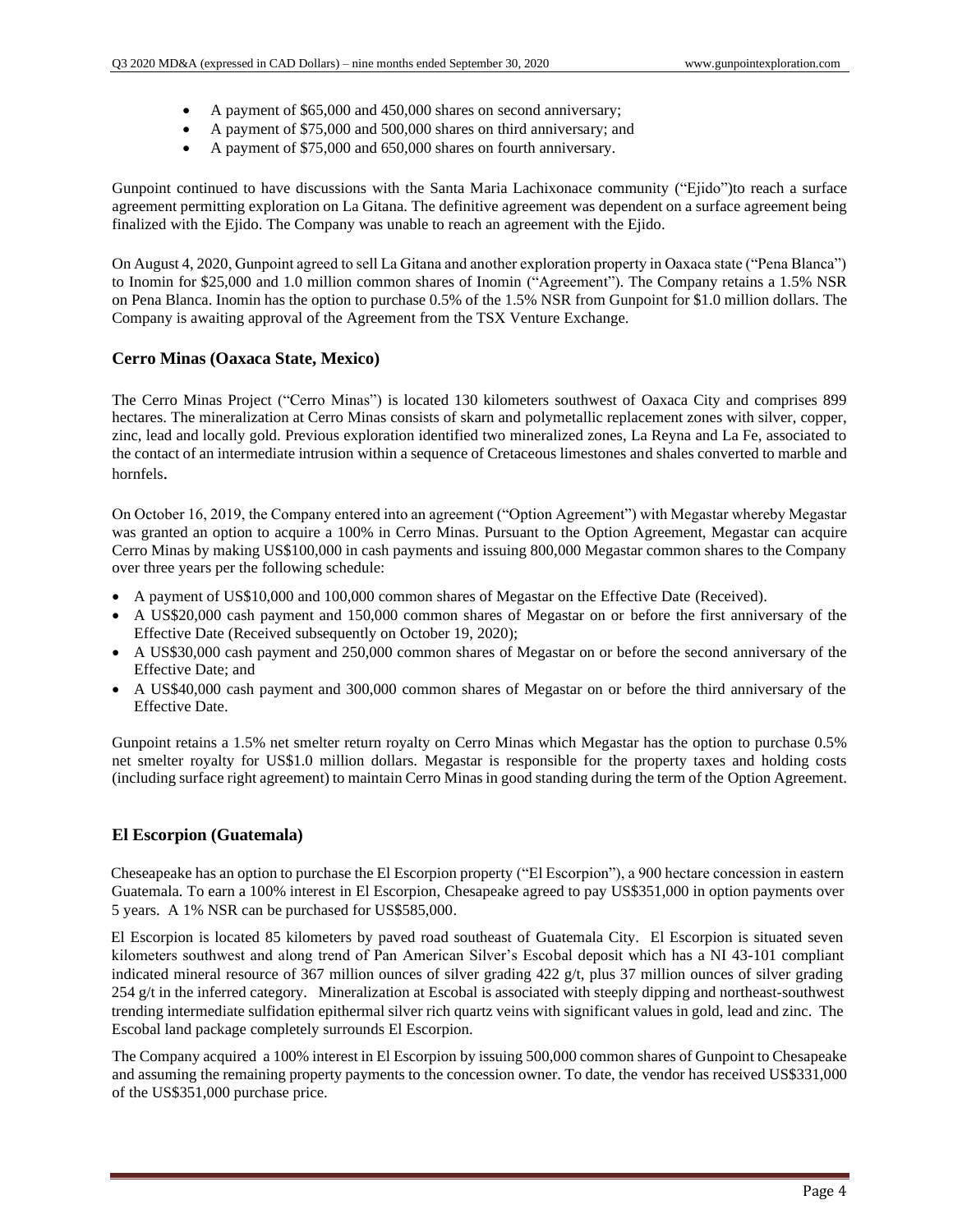- A payment of $65,000 and 450,000 shares on second anniversary;
- A payment of $75,000 and 500,000 shares on third anniversary; and
- A payment of $75,000 and 650,000 shares on fourth anniversary.

Gunpoint continued to have discussions with the Santa Maria Lachixonace community ("Ejido")to reach a surface agreement permitting exploration on La Gitana. The definitive agreement was dependent on a surface agreement being finalized with the Ejido. The Company was unable to reach an agreement with the Ejido.

On August 4, 2020, Gunpoint agreed to sell La Gitana and another exploration property in Oaxaca state ("Pena Blanca") to Inomin for $25,000 and 1.0 million common shares of Inomin ("Agreement"). The Company retains a 1.5% NSR on Pena Blanca. Inomin has the option to purchase 0.5% of the 1.5% NSR from Gunpoint for $1.0 million dollars. The Company is awaiting approval of the Agreement from the TSX Venture Exchange.

### Cerro Minas (Oaxaca State, Mexico)

The Cerro Minas Project ("Cerro Minas") is located 130 kilometers southwest of Oaxaca City and comprises 899 hectares. The mineralization at Cerro Minas consists of skarn and polymetallic replacement zones with silver, copper, zinc, lead and locally gold. Previous exploration identified two mineralized zones, La Reyna and La Fe, associated to the contact of an intermediate intrusion within a sequence of Cretaceous limestones and shales converted to marble and hornfels.

On October 16, 2019, the Company entered into an agreement ("Option Agreement") with Megastar whereby Megastar was granted an option to acquire a 100% in Cerro Minas. Pursuant to the Option Agreement, Megastar can acquire Cerro Minas by making US$100,000 in cash payments and issuing 800,000 Megastar common shares to the Company over three years per the following schedule:

- A payment of US$10,000 and 100,000 common shares of Megastar on the Effective Date (Received).
- A US$20,000 cash payment and 150,000 common shares of Megastar on or before the first anniversary of the Effective Date (Received subsequently on October 19, 2020);
- A US$30,000 cash payment and 250,000 common shares of Megastar on or before the second anniversary of the Effective Date; and
- A US$40,000 cash payment and 300,000 common shares of Megastar on or before the third anniversary of the Effective Date.

Gunpoint retains a 1.5% net smelter return royalty on Cerro Minas which Megastar has the option to purchase 0.5% net smelter royalty for US$1.0 million dollars. Megastar is responsible for the property taxes and holding costs (including surface right agreement) to maintain Cerro Minas in good standing during the term of the Option Agreement.

### El Escorpion (Guatemala)

Cheseapeake has an option to purchase the El Escorpion property ("El Escorpion"), a 900 hectare concession in eastern Guatemala. To earn a 100% interest in El Escorpion, Chesapeake agreed to pay US$351,000 in option payments over 5 years. A 1% NSR can be purchased for US$585,000.

El Escorpion is located 85 kilometers by paved road southeast of Guatemala City. El Escorpion is situated seven kilometers southwest and along trend of Pan American Silver's Escobal deposit which has a NI 43-101 compliant indicated mineral resource of 367 million ounces of silver grading 422 g/t, plus 37 million ounces of silver grading 254 g/t in the inferred category. Mineralization at Escobal is associated with steeply dipping and northeast-southwest trending intermediate sulfidation epithermal silver rich quartz veins with significant values in gold, lead and zinc. The Escobal land package completely surrounds El Escorpion.

The Company acquired a 100% interest in El Escorpion by issuing 500,000 common shares of Gunpoint to Chesapeake and assuming the remaining property payments to the concession owner. To date, the vendor has received US$331,000 of the US$351,000 purchase price.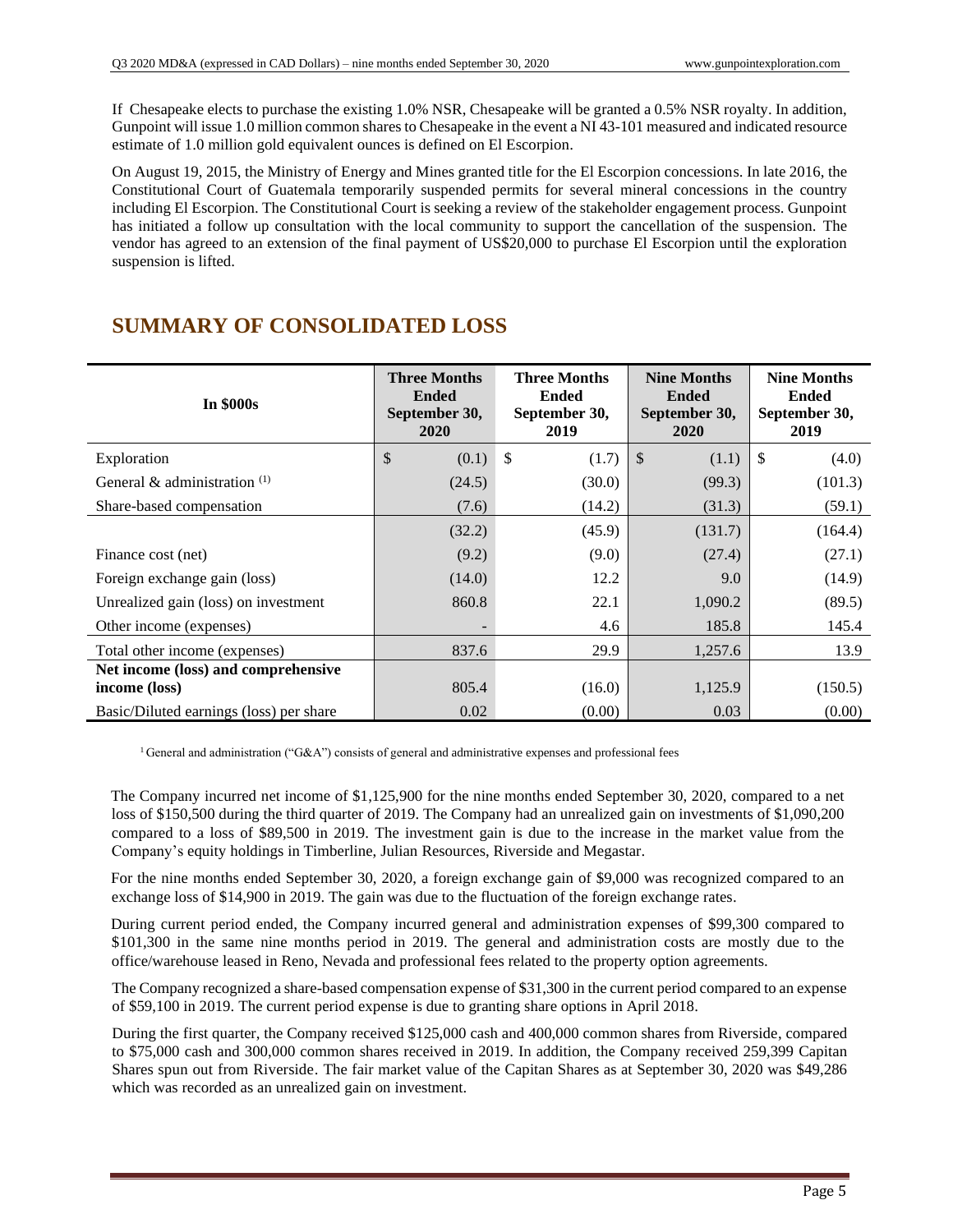If Chesapeake elects to purchase the existing 1.0% NSR, Chesapeake will be granted a 0.5% NSR royalty. In addition, Gunpoint will issue 1.0 million common shares to Chesapeake in the event a NI 43-101 measured and indicated resource estimate of 1.0 million gold equivalent ounces is defined on El Escorpion.

On August 19, 2015, the Ministry of Energy and Mines granted title for the El Escorpion concessions. In late 2016, the Constitutional Court of Guatemala temporarily suspended permits for several mineral concessions in the country including El Escorpion. The Constitutional Court is seeking a review of the stakeholder engagement process. Gunpoint has initiated a follow up consultation with the local community to support the cancellation of the suspension. The vendor has agreed to an extension of the final payment of US$20,000 to purchase El Escorpion until the exploration suspension is lifted.

## SUMMARY OF CONSOLIDATED LOSS

| In $000s | Three Months Ended September 30, 2020 | Three Months Ended September 30, 2019 | Nine Months Ended September 30, 2020 | Nine Months Ended September 30, 2019 |
|---|---|---|---|---|
| Exploration | $ (0.1) | $ (1.7) | $ (1.1) | $ (4.0) |
| General & administration [(1)] | (24.5) | (30.0) | (99.3) | (101.3) |
| Share-based compensation | (7.6) | (14.2) | (31.3) | (59.1) |
| | (32.2) | (45.9) | (131.7) | (164.4) |
| Finance cost (net) | (9.2) | (9.0) | (27.4) | (27.1) |
| Foreign exchange gain (loss) | (14.0) | 12.2 | 9.0 | (14.9) |
| Unrealized gain (loss) on investment | 860.8 | 22.1 | 1,090.2 | (89.5) |
| Other income (expenses) | - | 4.6 | 185.8 | 145.4 |
| Total other income (expenses) | 837.6 | 29.9 | 1,257.6 | 13.9 |
| **Net income (loss) and comprehensive income (loss)** | 805.4 | (16.0) | 1,125.9 | (150.5) |
| Basic/Diluted earnings (loss) per share | 0.02 | (0.00) | 0.03 | (0.00) |

[1] General and administration ("G&A") consists of general and administrative expenses and professional fees

The Company incurred net income of $1,125,900 for the nine months ended September 30, 2020, compared to a net loss of $150,500 during the third quarter of 2019. The Company had an unrealized gain on investments of $1,090,200 compared to a loss of $89,500 in 2019. The investment gain is due to the increase in the market value from the Company's equity holdings in Timberline, Julian Resources, Riverside and Megastar.

For the nine months ended September 30, 2020, a foreign exchange gain of $9,000 was recognized compared to an exchange loss of $14,900 in 2019. The gain was due to the fluctuation of the foreign exchange rates.

During current period ended, the Company incurred general and administration expenses of $99,300 compared to $101,300 in the same nine months period in 2019. The general and administration costs are mostly due to the office/warehouse leased in Reno, Nevada and professional fees related to the property option agreements.

The Company recognized a share-based compensation expense of $31,300 in the current period compared to an expense of $59,100 in 2019. The current period expense is due to granting share options in April 2018.

During the first quarter, the Company received $125,000 cash and 400,000 common shares from Riverside, compared to $75,000 cash and 300,000 common shares received in 2019. In addition, the Company received 259,399 Capitan Shares spun out from Riverside. The fair market value of the Capitan Shares as at September 30, 2020 was $49,286 which was recorded as an unrealized gain on investment.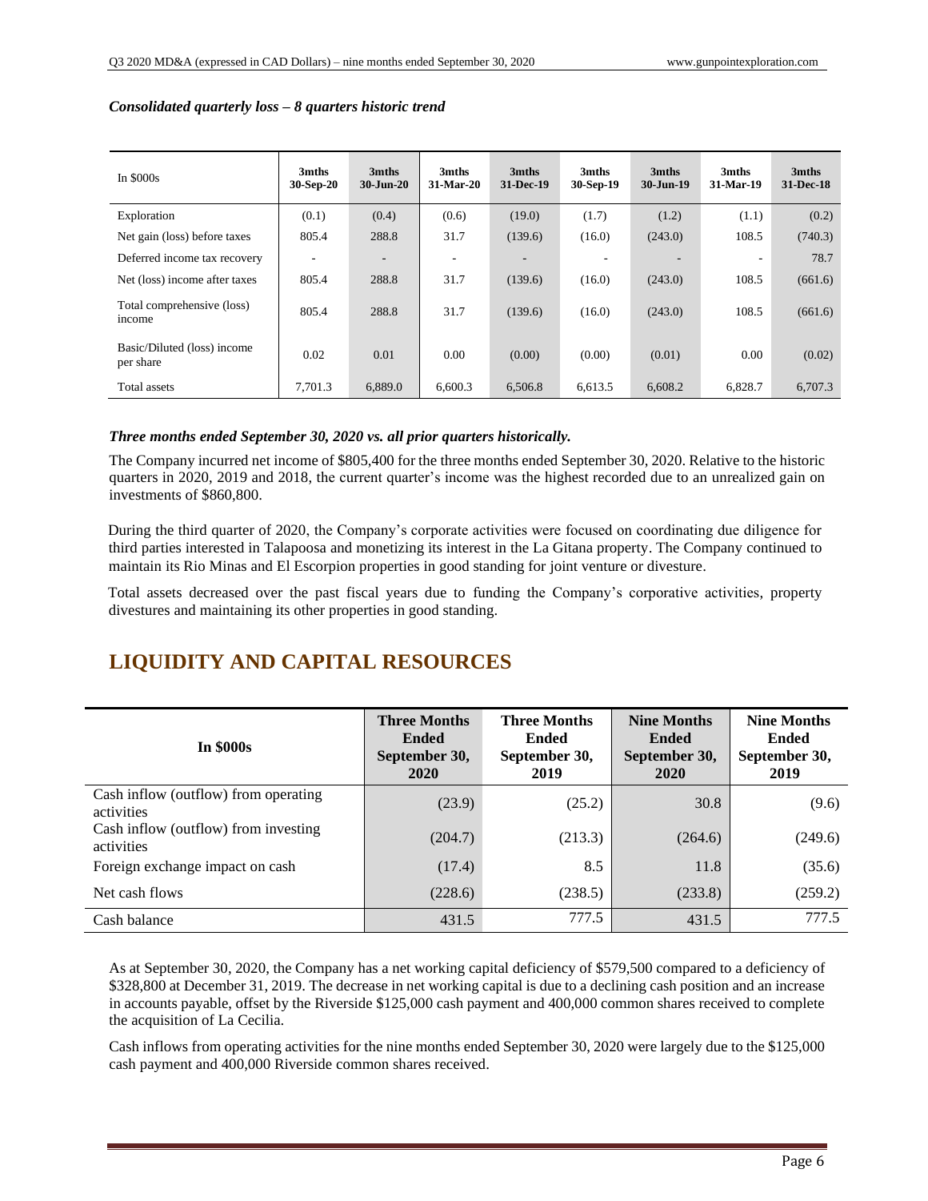*Consolidated quarterly loss – 8 quarters historic trend*

| In $000s | 3mths 30-Sep-20 | 3mths 30-Jun-20 | 3mths 31-Mar-20 | 3mths 31-Dec-19 | 3mths 30-Sep-19 | 3mths 30-Jun-19 | 3mths 31-Mar-19 | 3mths 31-Dec-18 |
|---|---|---|---|---|---|---|---|---|
| Exploration | (0.1) | (0.4) | (0.6) | (19.0) | (1.7) | (1.2) | (1.1) | (0.2) |
| Net gain (loss) before taxes | 805.4 | 288.8 | 31.7 | (139.6) | (16.0) | (243.0) | 108.5 | (740.3) |
| Deferred income tax recovery | - | - | - | - | - | - | - | 78.7 |
| Net (loss) income after taxes | 805.4 | 288.8 | 31.7 | (139.6) | (16.0) | (243.0) | 108.5 | (661.6) |
| Total comprehensive (loss) income | 805.4 | 288.8 | 31.7 | (139.6) | (16.0) | (243.0) | 108.5 | (661.6) |
| Basic/Diluted (loss) income per share | 0.02 | 0.01 | 0.00 | (0.00) | (0.00) | (0.01) | 0.00 | (0.02) |
| Total assets | 7,701.3 | 6,889.0 | 6,600.3 | 6,506.8 | 6,613.5 | 6,608.2 | 6,828.7 | 6,707.3 |

***Three months ended September 30, 2020 vs. all prior quarters historically.***

The Company incurred net income of $805,400 for the three months ended September 30, 2020. Relative to the historic quarters in 2020, 2019 and 2018, the current quarter's income was the highest recorded due to an unrealized gain on investments of $860,800.

During the third quarter of 2020, the Company's corporate activities were focused on coordinating due diligence for third parties interested in Talapoosa and monetizing its interest in the La Gitana property. The Company continued to maintain its Rio Minas and El Escorpion properties in good standing for joint venture or divesture.

Total assets decreased over the past fiscal years due to funding the Company's corporative activities, property divestures and maintaining its other properties in good standing.

# LIQUIDITY AND CAPITAL RESOURCES

| In $000s | Three Months Ended September 30, 2020 | Three Months Ended September 30, 2019 | Nine Months Ended September 30, 2020 | Nine Months Ended September 30, 2019 |
|---|---|---|---|---|
| Cash inflow (outflow) from operating activities | (23.9) | (25.2) | 30.8 | (9.6) |
| Cash inflow (outflow) from investing activities | (204.7) | (213.3) | (264.6) | (249.6) |
| Foreign exchange impact on cash | (17.4) | 8.5 | 11.8 | (35.6) |
| Net cash flows | (228.6) | (238.5) | (233.8) | (259.2) |
| Cash balance | 431.5 | 777.5 | 431.5 | 777.5 |

As at September 30, 2020, the Company has a net working capital deficiency of $579,500 compared to a deficiency of $328,800 at December 31, 2019. The decrease in net working capital is due to a declining cash position and an increase in accounts payable, offset by the Riverside $125,000 cash payment and 400,000 common shares received to complete the acquisition of La Cecilia.

Cash inflows from operating activities for the nine months ended September 30, 2020 were largely due to the $125,000 cash payment and 400,000 Riverside common shares received.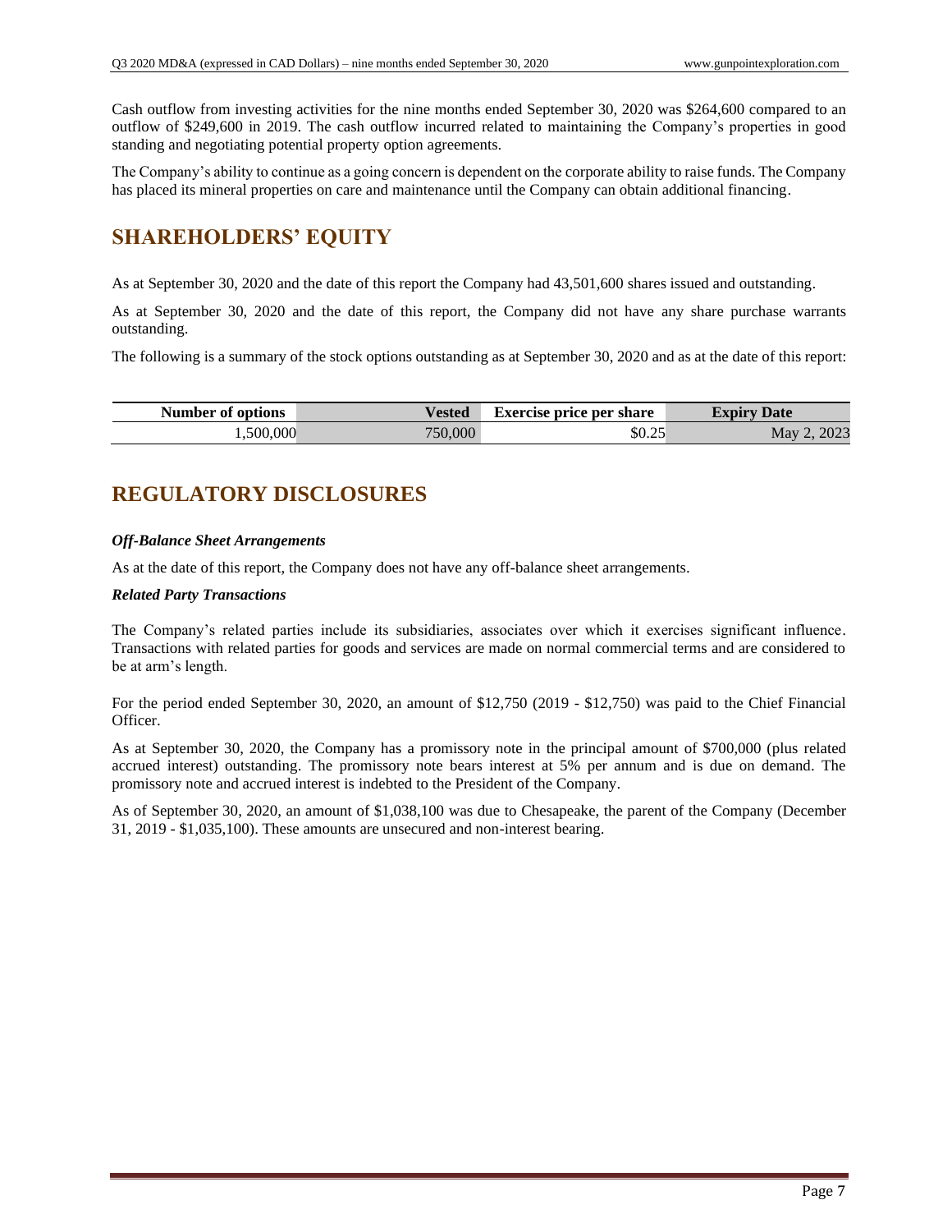Cash outflow from investing activities for the nine months ended September 30, 2020 was $264,600 compared to an outflow of $249,600 in 2019. The cash outflow incurred related to maintaining the Company's properties in good standing and negotiating potential property option agreements.

The Company's ability to continue as a going concern is dependent on the corporate ability to raise funds. The Company has placed its mineral properties on care and maintenance until the Company can obtain additional financing.

## SHAREHOLDERS' EQUITY

As at September 30, 2020 and the date of this report the Company had 43,501,600 shares issued and outstanding.

As at September 30, 2020 and the date of this report, the Company did not have any share purchase warrants outstanding.

The following is a summary of the stock options outstanding as at September 30, 2020 and as at the date of this report:

| Number of options | Vested | Exercise price per share | Expiry Date |
|---:|---:|---:|---:|
| 1,500,000 | 750,000 | $0.25 | May 2, 2023 |

## REGULATORY DISCLOSURES

***Off-Balance Sheet Arrangements***

As at the date of this report, the Company does not have any off-balance sheet arrangements.

***Related Party Transactions***

The Company's related parties include its subsidiaries, associates over which it exercises significant influence. Transactions with related parties for goods and services are made on normal commercial terms and are considered to be at arm's length.

For the period ended September 30, 2020, an amount of $12,750 (2019 - $12,750) was paid to the Chief Financial Officer.

As at September 30, 2020, the Company has a promissory note in the principal amount of $700,000 (plus related accrued interest) outstanding. The promissory note bears interest at 5% per annum and is due on demand. The promissory note and accrued interest is indebted to the President of the Company.

As of September 30, 2020, an amount of $1,038,100 was due to Chesapeake, the parent of the Company (December 31, 2019 - $1,035,100). These amounts are unsecured and non-interest bearing.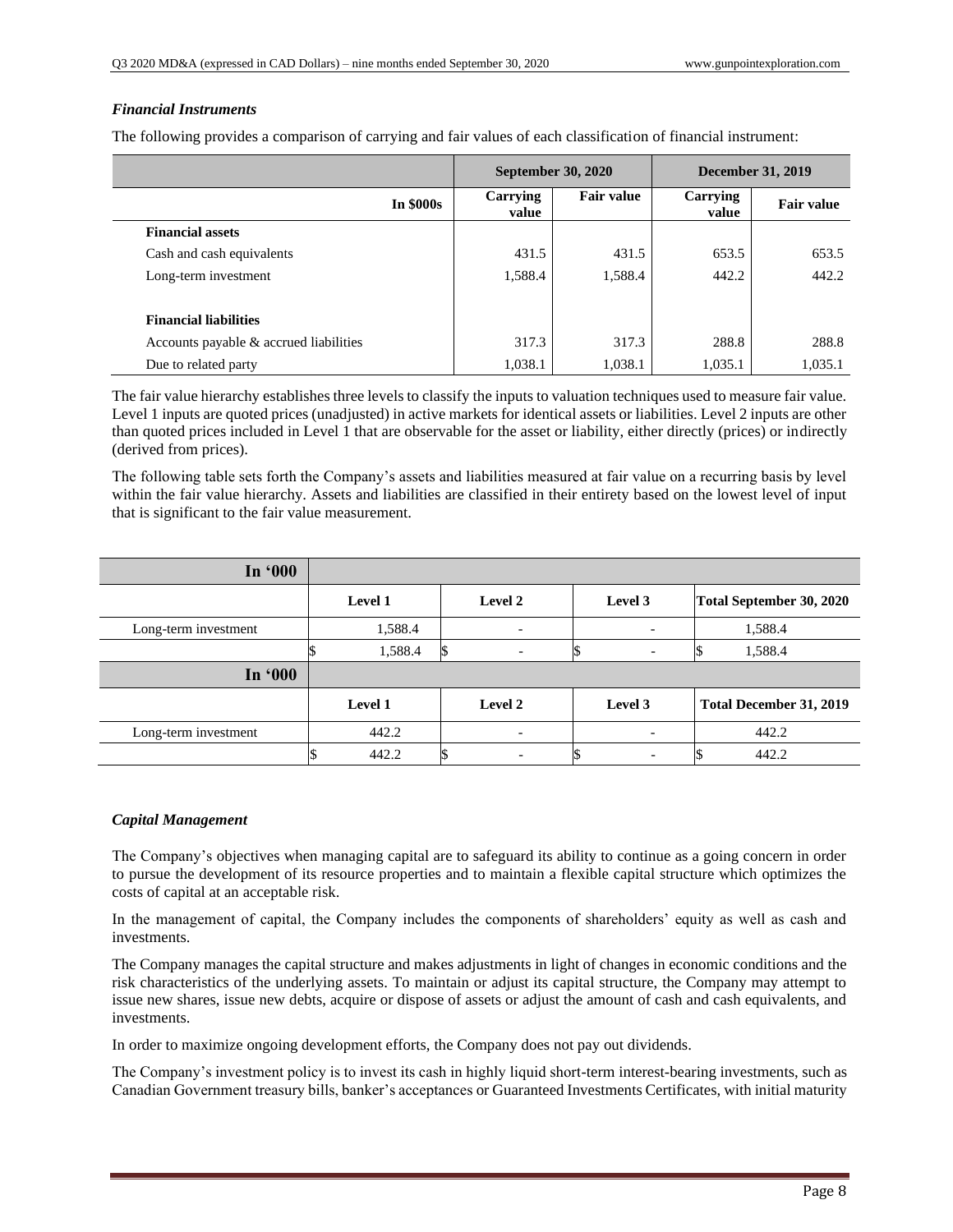### *Financial Instruments*

The following provides a comparison of carrying and fair values of each classification of financial instrument:

| | September 30, 2020 | | December 31, 2019 | |
|---|---|---|---|---|
| **In $000s** | **Carrying value** | **Fair value** | **Carrying value** | **Fair value** |
| **Financial assets** | | | | |
| Cash and cash equivalents | 431.5 | 431.5 | 653.5 | 653.5 |
| Long-term investment | 1,588.4 | 1,588.4 | 442.2 | 442.2 |
| | | | | |
| **Financial liabilities** | | | | |
| Accounts payable & accrued liabilities | 317.3 | 317.3 | 288.8 | 288.8 |
| Due to related party | 1,038.1 | 1,038.1 | 1,035.1 | 1,035.1 |

The fair value hierarchy establishes three levels to classify the inputs to valuation techniques used to measure fair value. Level 1 inputs are quoted prices (unadjusted) in active markets for identical assets or liabilities. Level 2 inputs are other than quoted prices included in Level 1 that are observable for the asset or liability, either directly (prices) or indirectly (derived from prices).

The following table sets forth the Company's assets and liabilities measured at fair value on a recurring basis by level within the fair value hierarchy. Assets and liabilities are classified in their entirety based on the lowest level of input that is significant to the fair value measurement.

| In '000 | | | | |
|---|---|---|---|---|
| | **Level 1** | **Level 2** | **Level 3** | **Total September 30, 2020** |
| Long-term investment | 1,588.4 | - | - | 1,588.4 |
| | $ 1,588.4 | $ - | $ - | $ 1,588.4 |
| **In '000** | | | | |
| | **Level 1** | **Level 2** | **Level 3** | **Total December 31, 2019** |
| Long-term investment | 442.2 | - | - | 442.2 |
| | $ 442.2 | $ - | $ - | $ 442.2 |

### *Capital Management*

The Company's objectives when managing capital are to safeguard its ability to continue as a going concern in order to pursue the development of its resource properties and to maintain a flexible capital structure which optimizes the costs of capital at an acceptable risk.

In the management of capital, the Company includes the components of shareholders' equity as well as cash and investments.

The Company manages the capital structure and makes adjustments in light of changes in economic conditions and the risk characteristics of the underlying assets. To maintain or adjust its capital structure, the Company may attempt to issue new shares, issue new debts, acquire or dispose of assets or adjust the amount of cash and cash equivalents, and investments.

In order to maximize ongoing development efforts, the Company does not pay out dividends.

The Company's investment policy is to invest its cash in highly liquid short-term interest-bearing investments, such as Canadian Government treasury bills, banker's acceptances or Guaranteed Investments Certificates, with initial maturity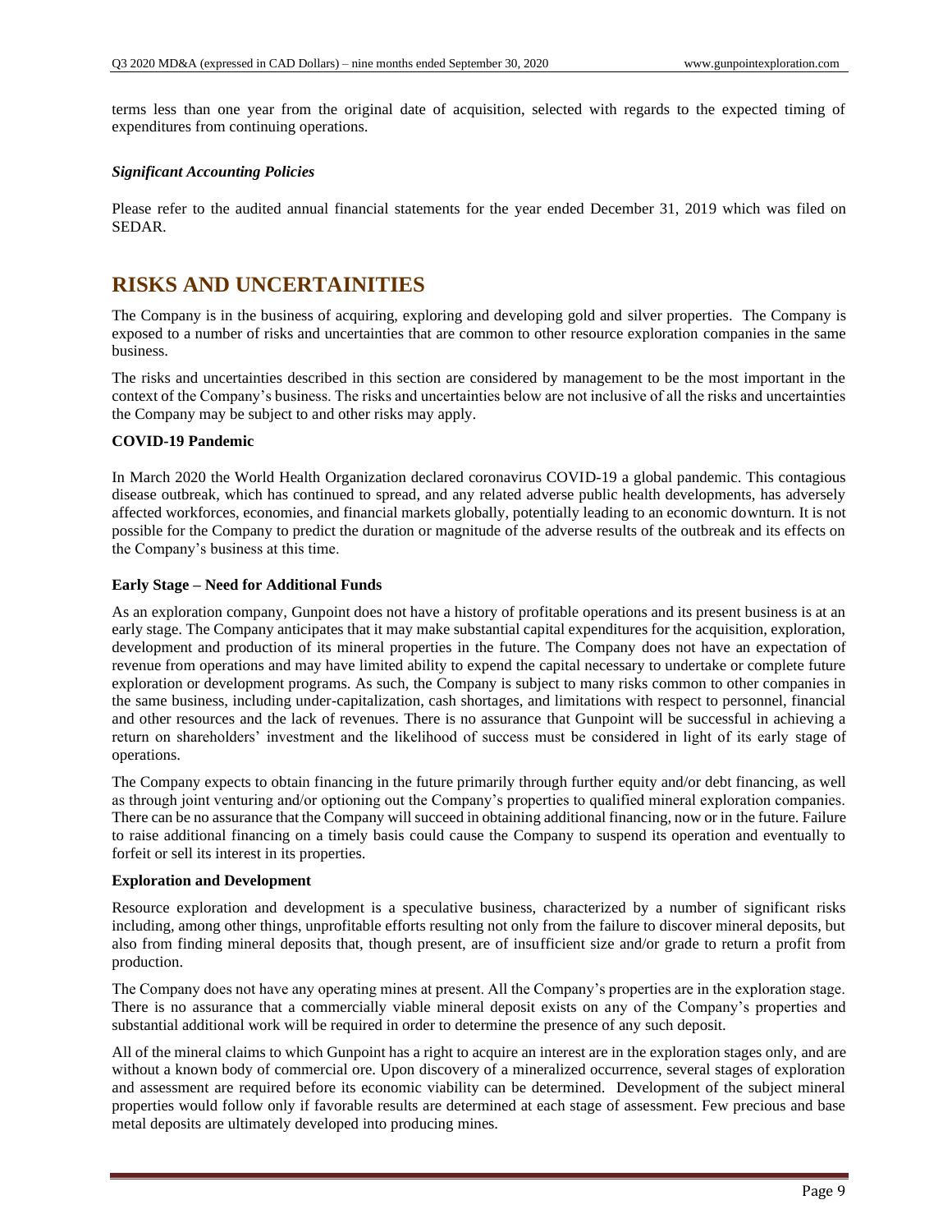terms less than one year from the original date of acquisition, selected with regards to the expected timing of expenditures from continuing operations.

***Significant Accounting Policies***

Please refer to the audited annual financial statements for the year ended December 31, 2019 which was filed on SEDAR.

# RISKS AND UNCERTAINITIES

The Company is in the business of acquiring, exploring and developing gold and silver properties. The Company is exposed to a number of risks and uncertainties that are common to other resource exploration companies in the same business.

The risks and uncertainties described in this section are considered by management to be the most important in the context of the Company's business. The risks and uncertainties below are not inclusive of all the risks and uncertainties the Company may be subject to and other risks may apply.

**COVID-19 Pandemic**

In March 2020 the World Health Organization declared coronavirus COVID-19 a global pandemic. This contagious disease outbreak, which has continued to spread, and any related adverse public health developments, has adversely affected workforces, economies, and financial markets globally, potentially leading to an economic downturn. It is not possible for the Company to predict the duration or magnitude of the adverse results of the outbreak and its effects on the Company's business at this time.

**Early Stage – Need for Additional Funds**

As an exploration company, Gunpoint does not have a history of profitable operations and its present business is at an early stage. The Company anticipates that it may make substantial capital expenditures for the acquisition, exploration, development and production of its mineral properties in the future. The Company does not have an expectation of revenue from operations and may have limited ability to expend the capital necessary to undertake or complete future exploration or development programs. As such, the Company is subject to many risks common to other companies in the same business, including under-capitalization, cash shortages, and limitations with respect to personnel, financial and other resources and the lack of revenues. There is no assurance that Gunpoint will be successful in achieving a return on shareholders' investment and the likelihood of success must be considered in light of its early stage of operations.

The Company expects to obtain financing in the future primarily through further equity and/or debt financing, as well as through joint venturing and/or optioning out the Company's properties to qualified mineral exploration companies. There can be no assurance that the Company will succeed in obtaining additional financing, now or in the future. Failure to raise additional financing on a timely basis could cause the Company to suspend its operation and eventually to forfeit or sell its interest in its properties.

**Exploration and Development**

Resource exploration and development is a speculative business, characterized by a number of significant risks including, among other things, unprofitable efforts resulting not only from the failure to discover mineral deposits, but also from finding mineral deposits that, though present, are of insufficient size and/or grade to return a profit from production.

The Company does not have any operating mines at present. All the Company's properties are in the exploration stage. There is no assurance that a commercially viable mineral deposit exists on any of the Company's properties and substantial additional work will be required in order to determine the presence of any such deposit.

All of the mineral claims to which Gunpoint has a right to acquire an interest are in the exploration stages only, and are without a known body of commercial ore. Upon discovery of a mineralized occurrence, several stages of exploration and assessment are required before its economic viability can be determined. Development of the subject mineral properties would follow only if favorable results are determined at each stage of assessment. Few precious and base metal deposits are ultimately developed into producing mines.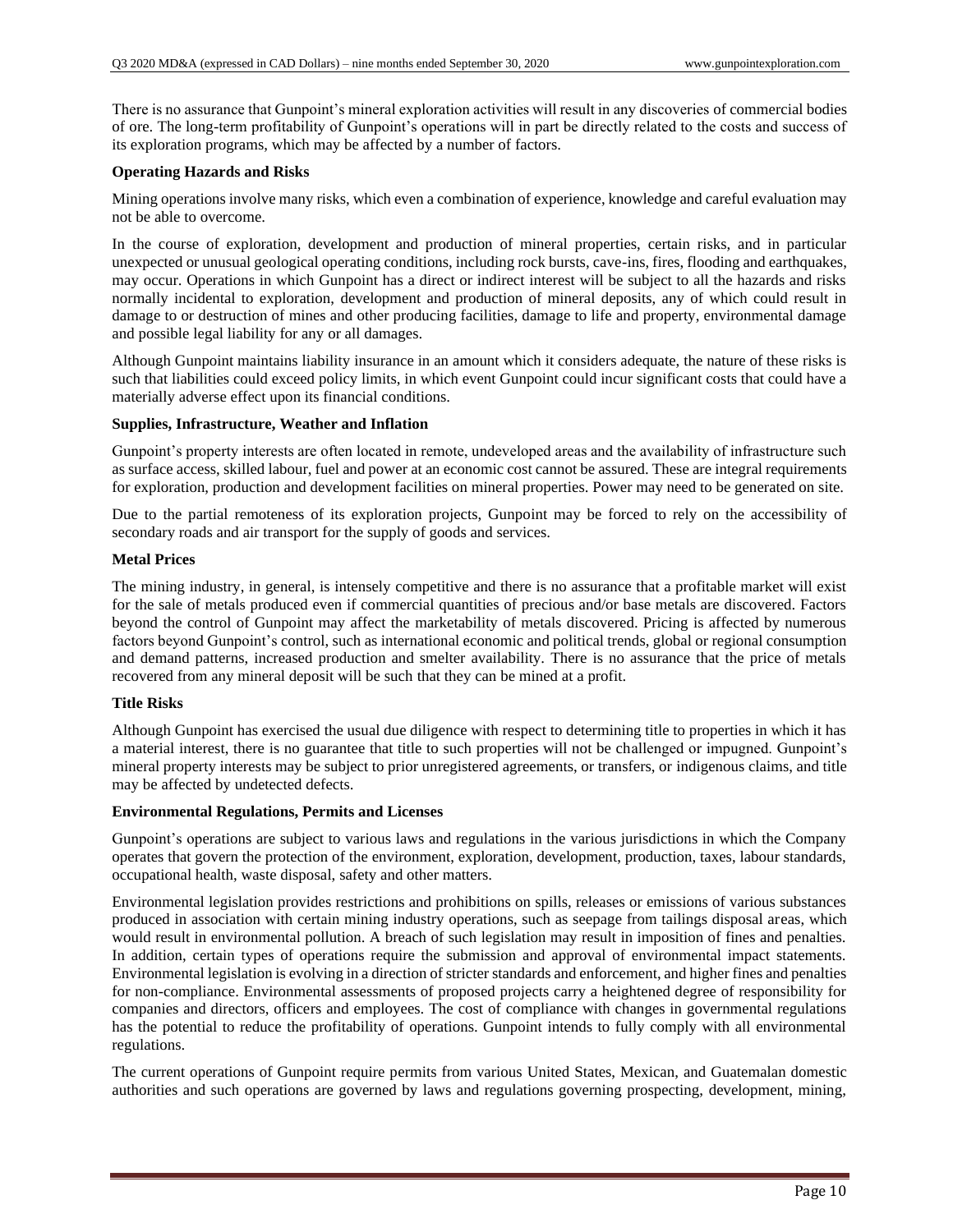There is no assurance that Gunpoint's mineral exploration activities will result in any discoveries of commercial bodies of ore. The long-term profitability of Gunpoint's operations will in part be directly related to the costs and success of its exploration programs, which may be affected by a number of factors.

**Operating Hazards and Risks**

Mining operations involve many risks, which even a combination of experience, knowledge and careful evaluation may not be able to overcome.

In the course of exploration, development and production of mineral properties, certain risks, and in particular unexpected or unusual geological operating conditions, including rock bursts, cave-ins, fires, flooding and earthquakes, may occur. Operations in which Gunpoint has a direct or indirect interest will be subject to all the hazards and risks normally incidental to exploration, development and production of mineral deposits, any of which could result in damage to or destruction of mines and other producing facilities, damage to life and property, environmental damage and possible legal liability for any or all damages.

Although Gunpoint maintains liability insurance in an amount which it considers adequate, the nature of these risks is such that liabilities could exceed policy limits, in which event Gunpoint could incur significant costs that could have a materially adverse effect upon its financial conditions.

**Supplies, Infrastructure, Weather and Inflation**

Gunpoint's property interests are often located in remote, undeveloped areas and the availability of infrastructure such as surface access, skilled labour, fuel and power at an economic cost cannot be assured. These are integral requirements for exploration, production and development facilities on mineral properties. Power may need to be generated on site.

Due to the partial remoteness of its exploration projects, Gunpoint may be forced to rely on the accessibility of secondary roads and air transport for the supply of goods and services.

**Metal Prices**

The mining industry, in general, is intensely competitive and there is no assurance that a profitable market will exist for the sale of metals produced even if commercial quantities of precious and/or base metals are discovered. Factors beyond the control of Gunpoint may affect the marketability of metals discovered. Pricing is affected by numerous factors beyond Gunpoint's control, such as international economic and political trends, global or regional consumption and demand patterns, increased production and smelter availability. There is no assurance that the price of metals recovered from any mineral deposit will be such that they can be mined at a profit.

**Title Risks**

Although Gunpoint has exercised the usual due diligence with respect to determining title to properties in which it has a material interest, there is no guarantee that title to such properties will not be challenged or impugned. Gunpoint's mineral property interests may be subject to prior unregistered agreements, or transfers, or indigenous claims, and title may be affected by undetected defects.

**Environmental Regulations, Permits and Licenses**

Gunpoint's operations are subject to various laws and regulations in the various jurisdictions in which the Company operates that govern the protection of the environment, exploration, development, production, taxes, labour standards, occupational health, waste disposal, safety and other matters.

Environmental legislation provides restrictions and prohibitions on spills, releases or emissions of various substances produced in association with certain mining industry operations, such as seepage from tailings disposal areas, which would result in environmental pollution. A breach of such legislation may result in imposition of fines and penalties. In addition, certain types of operations require the submission and approval of environmental impact statements. Environmental legislation is evolving in a direction of stricter standards and enforcement, and higher fines and penalties for non-compliance. Environmental assessments of proposed projects carry a heightened degree of responsibility for companies and directors, officers and employees. The cost of compliance with changes in governmental regulations has the potential to reduce the profitability of operations. Gunpoint intends to fully comply with all environmental regulations.

The current operations of Gunpoint require permits from various United States, Mexican, and Guatemalan domestic authorities and such operations are governed by laws and regulations governing prospecting, development, mining,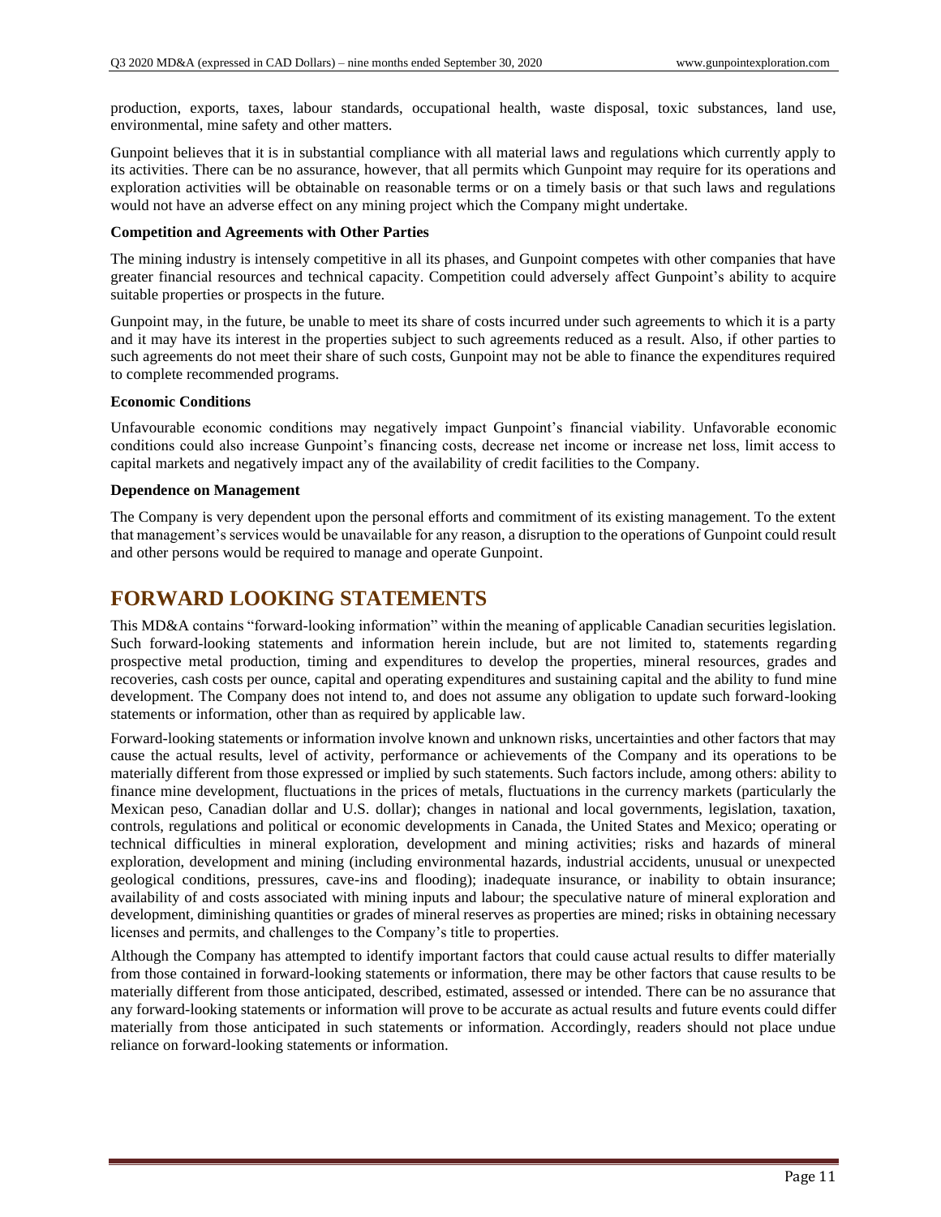production, exports, taxes, labour standards, occupational health, waste disposal, toxic substances, land use, environmental, mine safety and other matters.

Gunpoint believes that it is in substantial compliance with all material laws and regulations which currently apply to its activities. There can be no assurance, however, that all permits which Gunpoint may require for its operations and exploration activities will be obtainable on reasonable terms or on a timely basis or that such laws and regulations would not have an adverse effect on any mining project which the Company might undertake.

**Competition and Agreements with Other Parties**

The mining industry is intensely competitive in all its phases, and Gunpoint competes with other companies that have greater financial resources and technical capacity. Competition could adversely affect Gunpoint's ability to acquire suitable properties or prospects in the future.

Gunpoint may, in the future, be unable to meet its share of costs incurred under such agreements to which it is a party and it may have its interest in the properties subject to such agreements reduced as a result. Also, if other parties to such agreements do not meet their share of such costs, Gunpoint may not be able to finance the expenditures required to complete recommended programs.

**Economic Conditions**

Unfavourable economic conditions may negatively impact Gunpoint's financial viability. Unfavorable economic conditions could also increase Gunpoint's financing costs, decrease net income or increase net loss, limit access to capital markets and negatively impact any of the availability of credit facilities to the Company.

**Dependence on Management**

The Company is very dependent upon the personal efforts and commitment of its existing management. To the extent that management's services would be unavailable for any reason, a disruption to the operations of Gunpoint could result and other persons would be required to manage and operate Gunpoint.

# FORWARD LOOKING STATEMENTS

This MD&A contains "forward-looking information" within the meaning of applicable Canadian securities legislation. Such forward-looking statements and information herein include, but are not limited to, statements regarding prospective metal production, timing and expenditures to develop the properties, mineral resources, grades and recoveries, cash costs per ounce, capital and operating expenditures and sustaining capital and the ability to fund mine development. The Company does not intend to, and does not assume any obligation to update such forward-looking statements or information, other than as required by applicable law.

Forward-looking statements or information involve known and unknown risks, uncertainties and other factors that may cause the actual results, level of activity, performance or achievements of the Company and its operations to be materially different from those expressed or implied by such statements. Such factors include, among others: ability to finance mine development, fluctuations in the prices of metals, fluctuations in the currency markets (particularly the Mexican peso, Canadian dollar and U.S. dollar); changes in national and local governments, legislation, taxation, controls, regulations and political or economic developments in Canada, the United States and Mexico; operating or technical difficulties in mineral exploration, development and mining activities; risks and hazards of mineral exploration, development and mining (including environmental hazards, industrial accidents, unusual or unexpected geological conditions, pressures, cave-ins and flooding); inadequate insurance, or inability to obtain insurance; availability of and costs associated with mining inputs and labour; the speculative nature of mineral exploration and development, diminishing quantities or grades of mineral reserves as properties are mined; risks in obtaining necessary licenses and permits, and challenges to the Company's title to properties.

Although the Company has attempted to identify important factors that could cause actual results to differ materially from those contained in forward-looking statements or information, there may be other factors that cause results to be materially different from those anticipated, described, estimated, assessed or intended. There can be no assurance that any forward-looking statements or information will prove to be accurate as actual results and future events could differ materially from those anticipated in such statements or information. Accordingly, readers should not place undue reliance on forward-looking statements or information.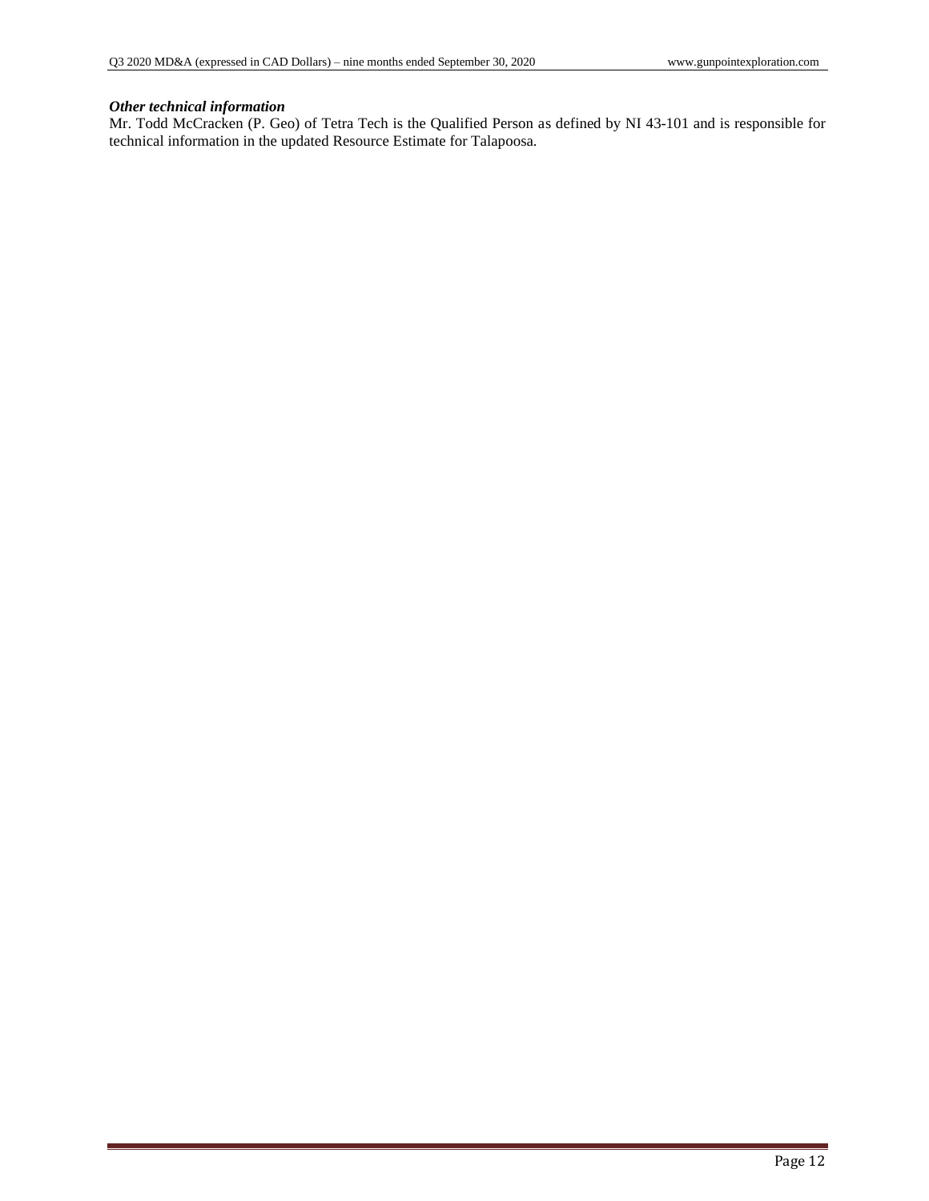***Other technical information***

Mr. Todd McCracken (P. Geo) of Tetra Tech is the Qualified Person as defined by NI 43-101 and is responsible for technical information in the updated Resource Estimate for Talapoosa.